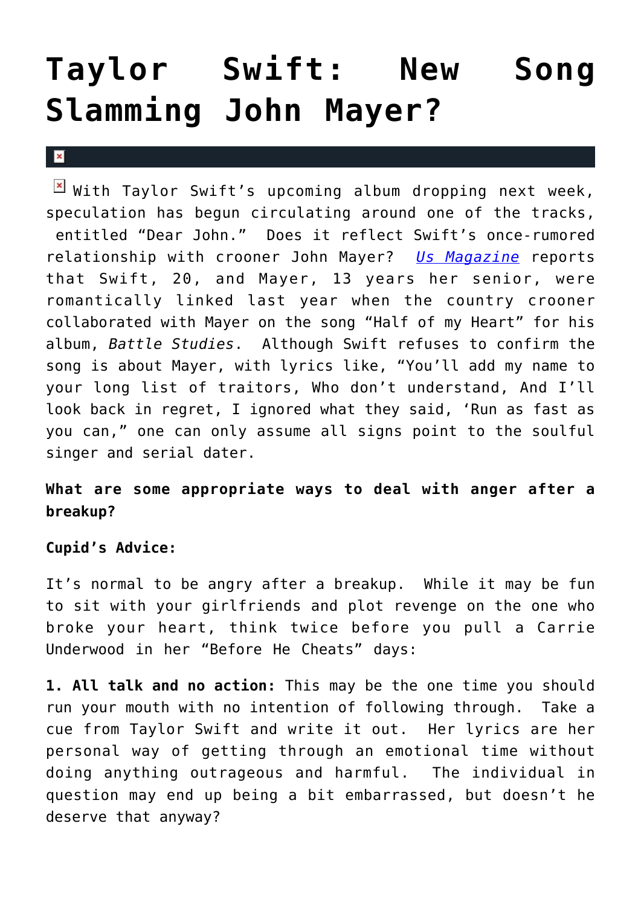# Taylor Swift: New Song Slamming John Mayer?

With Taylor Swift's upcoming album dropping next week, speculation has begun circulating around one of the tracks, entitled "Dear John." Does it reflect Swift's once-rumored relationship with crooner John Mayer? *Us Magazine* reports that Swift, 20, and Mayer, 13 years her senior, were romantically linked last year when the country crooner collaborated with Mayer on the song "Half of my Heart" for his album, *Battle Studies*. Although Swift refuses to confirm the song is about Mayer, with lyrics like, "You'll add my name to your long list of traitors, Who don't understand, And I'll look back in regret, I ignored what they said, 'Run as fast as you can,'" one can only assume all signs point to the soulful singer and serial dater.

**What are some appropriate ways to deal with anger after a breakup?**

**Cupid's Advice:**

It's normal to be angry after a breakup. While it may be fun to sit with your girlfriends and plot revenge on the one who broke your heart, think twice before you pull a Carrie Underwood in her "Before He Cheats" days:

**1. All talk and no action:** This may be the one time you should run your mouth with no intention of following through. Take a cue from Taylor Swift and write it out. Her lyrics are her personal way of getting through an emotional time without doing anything outrageous and harmful. The individual in question may end up being a bit embarrassed, but doesn't he deserve that anyway?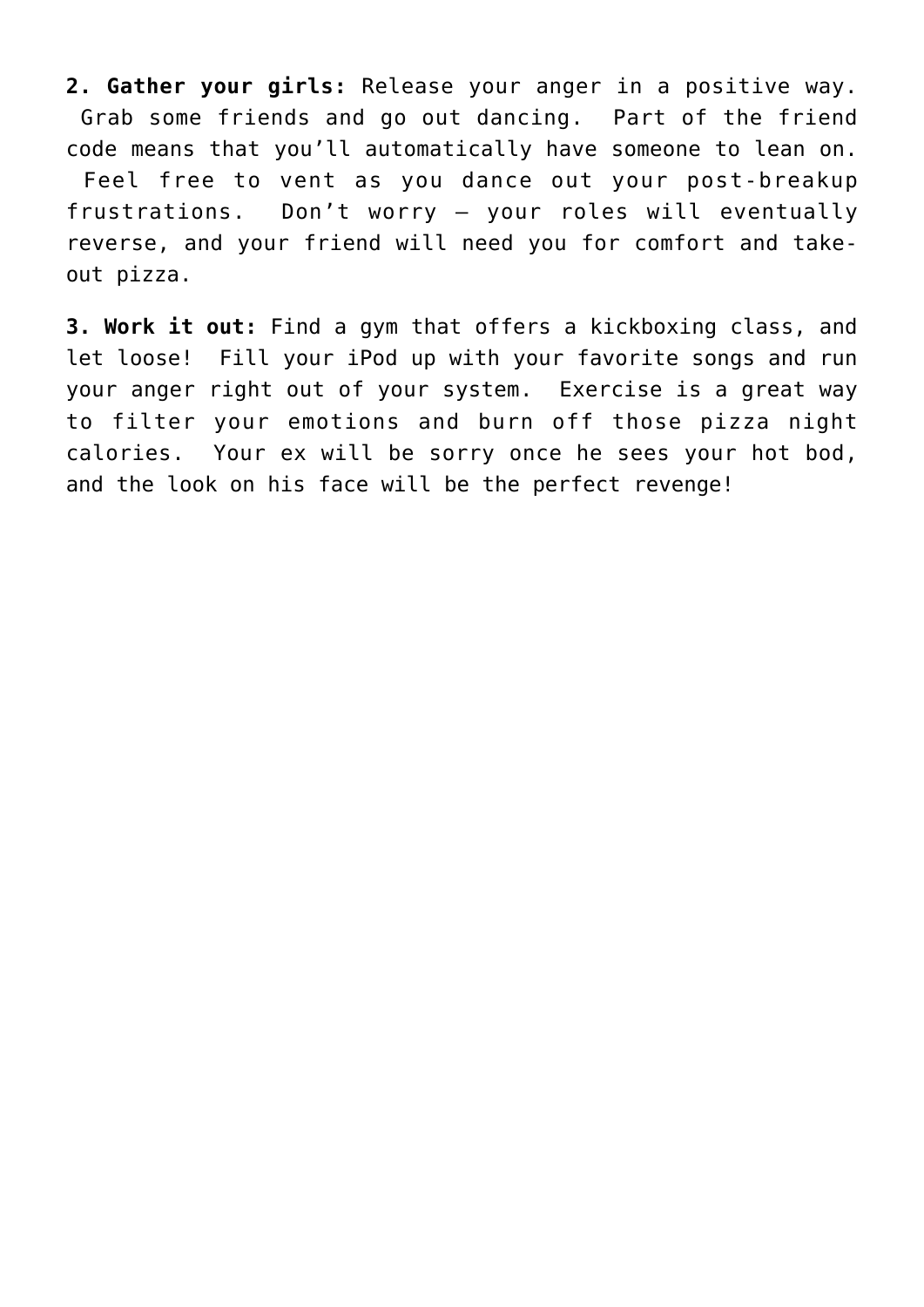**2. Gather your girls:** Release your anger in a positive way. Grab some friends and go out dancing. Part of the friend code means that you'll automatically have someone to lean on. Feel free to vent as you dance out your post-breakup frustrations. Don't worry – your roles will eventually reverse, and your friend will need you for comfort and take-out pizza.

**3. Work it out:** Find a gym that offers a kickboxing class, and let loose! Fill your iPod up with your favorite songs and run your anger right out of your system. Exercise is a great way to filter your emotions and burn off those pizza night calories. Your ex will be sorry once he sees your hot bod, and the look on his face will be the perfect revenge!